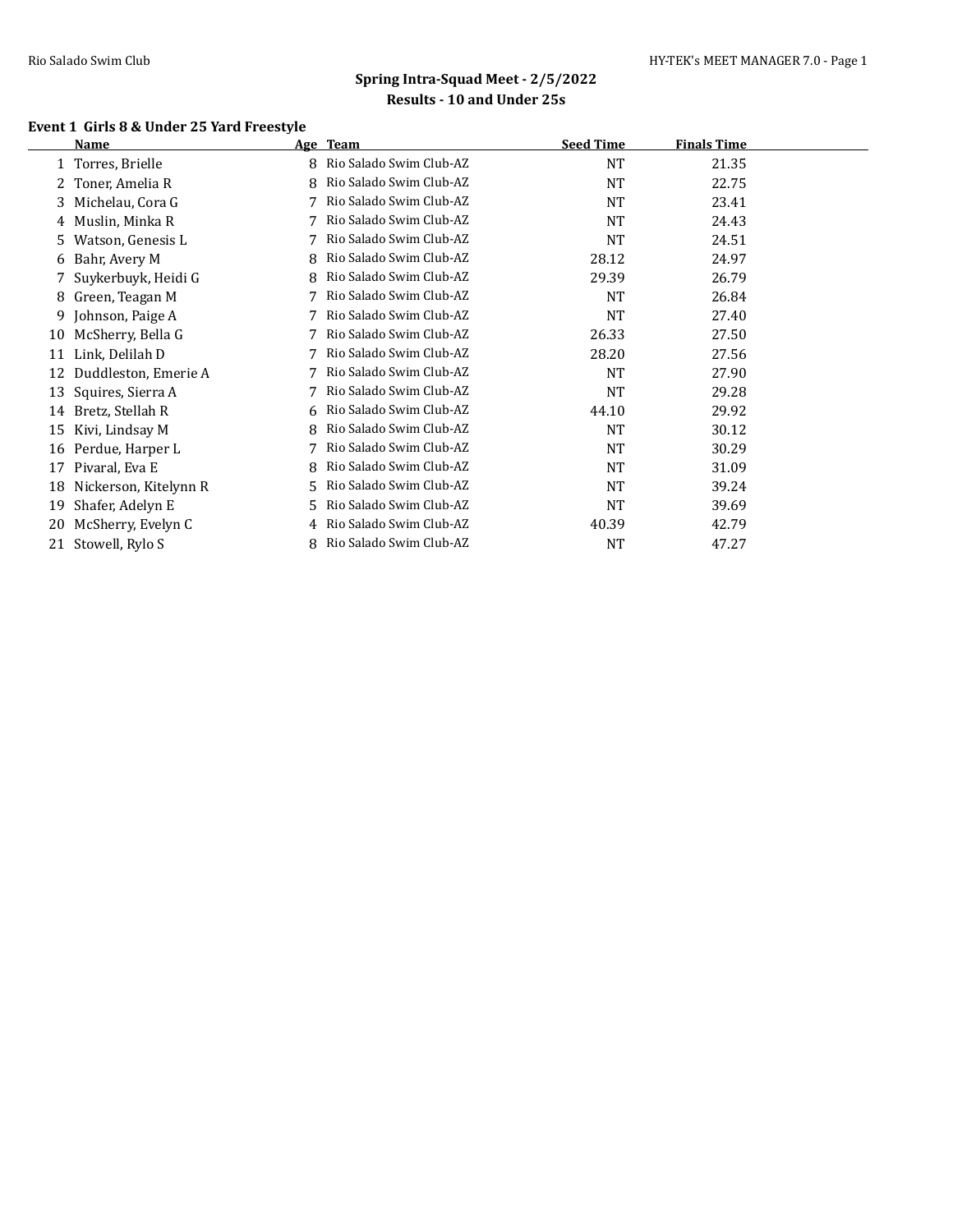## Spring Intra-Squad Meet - 2/5/2022

### Results - 10 and Under 25s

#### Event 1 Girls 8 & Under 25 Yard Freestyle

| | Name | Age | Team | Seed Time | Finals Time |
|---|---|---|---|---|---|
| 1 | Torres, Brielle | 8 | Rio Salado Swim Club-AZ | NT | 21.35 |
| 2 | Toner, Amelia R | 8 | Rio Salado Swim Club-AZ | NT | 22.75 |
| 3 | Michelau, Cora G | 7 | Rio Salado Swim Club-AZ | NT | 23.41 |
| 4 | Muslin, Minka R | 7 | Rio Salado Swim Club-AZ | NT | 24.43 |
| 5 | Watson, Genesis L | 7 | Rio Salado Swim Club-AZ | NT | 24.51 |
| 6 | Bahr, Avery M | 8 | Rio Salado Swim Club-AZ | 28.12 | 24.97 |
| 7 | Suykerbuyk, Heidi G | 8 | Rio Salado Swim Club-AZ | 29.39 | 26.79 |
| 8 | Green, Teagan M | 7 | Rio Salado Swim Club-AZ | NT | 26.84 |
| 9 | Johnson, Paige A | 7 | Rio Salado Swim Club-AZ | NT | 27.40 |
| 10 | McSherry, Bella G | 7 | Rio Salado Swim Club-AZ | 26.33 | 27.50 |
| 11 | Link, Delilah D | 7 | Rio Salado Swim Club-AZ | 28.20 | 27.56 |
| 12 | Duddleston, Emerie A | 7 | Rio Salado Swim Club-AZ | NT | 27.90 |
| 13 | Squires, Sierra A | 7 | Rio Salado Swim Club-AZ | NT | 29.28 |
| 14 | Bretz, Stellah R | 6 | Rio Salado Swim Club-AZ | 44.10 | 29.92 |
| 15 | Kivi, Lindsay M | 8 | Rio Salado Swim Club-AZ | NT | 30.12 |
| 16 | Perdue, Harper L | 7 | Rio Salado Swim Club-AZ | NT | 30.29 |
| 17 | Pivaral, Eva E | 8 | Rio Salado Swim Club-AZ | NT | 31.09 |
| 18 | Nickerson, Kitelynn R | 5 | Rio Salado Swim Club-AZ | NT | 39.24 |
| 19 | Shafer, Adelyn E | 5 | Rio Salado Swim Club-AZ | NT | 39.69 |
| 20 | McSherry, Evelyn C | 4 | Rio Salado Swim Club-AZ | 40.39 | 42.79 |
| 21 | Stowell, Rylo S | 8 | Rio Salado Swim Club-AZ | NT | 47.27 |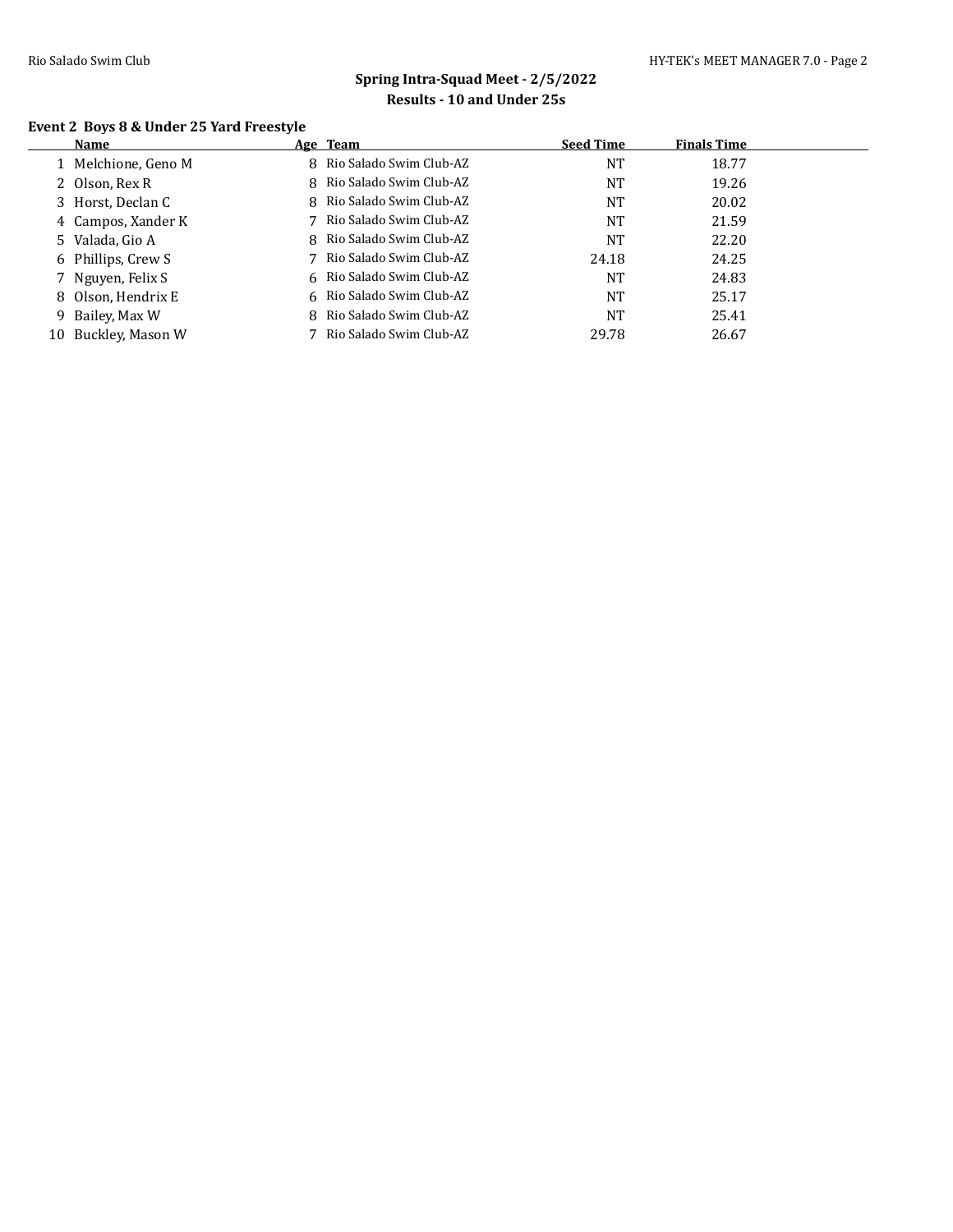## Spring Intra-Squad Meet - 2/5/2022

### Results - 10 and Under 25s

#### Event 2 Boys 8 & Under 25 Yard Freestyle

| | Name | Age | Team | Seed Time | Finals Time |
|---|---|---|---|---|---|
| 1 | Melchione, Geno M | 8 | Rio Salado Swim Club-AZ | NT | 18.77 |
| 2 | Olson, Rex R | 8 | Rio Salado Swim Club-AZ | NT | 19.26 |
| 3 | Horst, Declan C | 8 | Rio Salado Swim Club-AZ | NT | 20.02 |
| 4 | Campos, Xander K | 7 | Rio Salado Swim Club-AZ | NT | 21.59 |
| 5 | Valada, Gio A | 8 | Rio Salado Swim Club-AZ | NT | 22.20 |
| 6 | Phillips, Crew S | 7 | Rio Salado Swim Club-AZ | 24.18 | 24.25 |
| 7 | Nguyen, Felix S | 6 | Rio Salado Swim Club-AZ | NT | 24.83 |
| 8 | Olson, Hendrix E | 6 | Rio Salado Swim Club-AZ | NT | 25.17 |
| 9 | Bailey, Max W | 8 | Rio Salado Swim Club-AZ | NT | 25.41 |
| 10 | Buckley, Mason W | 7 | Rio Salado Swim Club-AZ | 29.78 | 26.67 |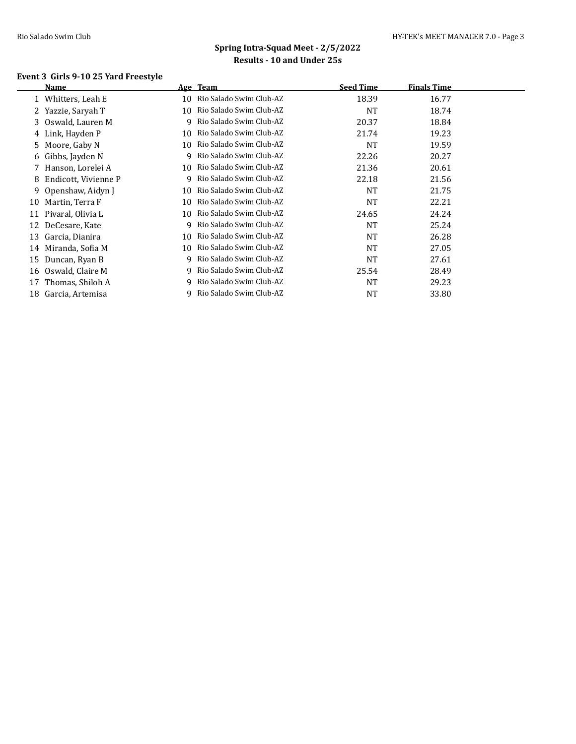## Spring Intra-Squad Meet - 2/5/2022

### Results - 10 and Under 25s

**Event 3 Girls 9-10 25 Yard Freestyle**

| | Name | Age | Team | Seed Time | Finals Time |
|---|---|---|---|---|---|
| 1 | Whitters, Leah E | 10 | Rio Salado Swim Club-AZ | 18.39 | 16.77 |
| 2 | Yazzie, Saryah T | 10 | Rio Salado Swim Club-AZ | NT | 18.74 |
| 3 | Oswald, Lauren M | 9 | Rio Salado Swim Club-AZ | 20.37 | 18.84 |
| 4 | Link, Hayden P | 10 | Rio Salado Swim Club-AZ | 21.74 | 19.23 |
| 5 | Moore, Gaby N | 10 | Rio Salado Swim Club-AZ | NT | 19.59 |
| 6 | Gibbs, Jayden N | 9 | Rio Salado Swim Club-AZ | 22.26 | 20.27 |
| 7 | Hanson, Lorelei A | 10 | Rio Salado Swim Club-AZ | 21.36 | 20.61 |
| 8 | Endicott, Vivienne P | 9 | Rio Salado Swim Club-AZ | 22.18 | 21.56 |
| 9 | Openshaw, Aidyn J | 10 | Rio Salado Swim Club-AZ | NT | 21.75 |
| 10 | Martin, Terra F | 10 | Rio Salado Swim Club-AZ | NT | 22.21 |
| 11 | Pivaral, Olivia L | 10 | Rio Salado Swim Club-AZ | 24.65 | 24.24 |
| 12 | DeCesare, Kate | 9 | Rio Salado Swim Club-AZ | NT | 25.24 |
| 13 | Garcia, Dianira | 10 | Rio Salado Swim Club-AZ | NT | 26.28 |
| 14 | Miranda, Sofia M | 10 | Rio Salado Swim Club-AZ | NT | 27.05 |
| 15 | Duncan, Ryan B | 9 | Rio Salado Swim Club-AZ | NT | 27.61 |
| 16 | Oswald, Claire M | 9 | Rio Salado Swim Club-AZ | 25.54 | 28.49 |
| 17 | Thomas, Shiloh A | 9 | Rio Salado Swim Club-AZ | NT | 29.23 |
| 18 | Garcia, Artemisa | 9 | Rio Salado Swim Club-AZ | NT | 33.80 |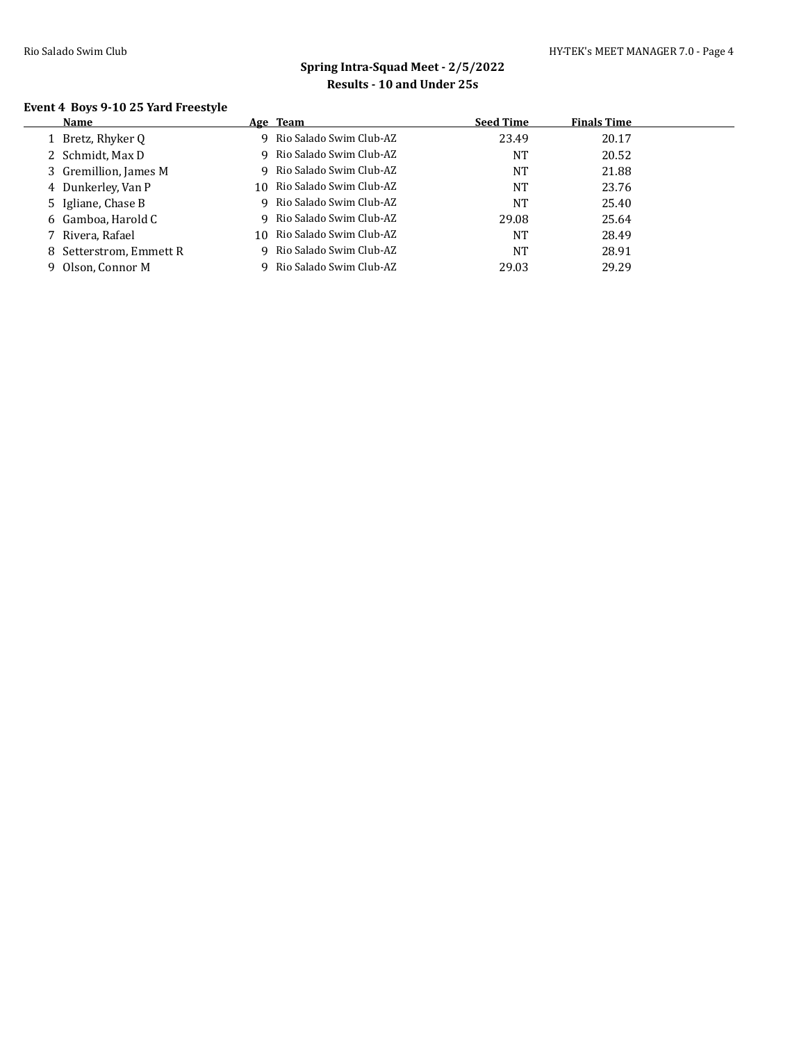## Spring Intra-Squad Meet - 2/5/2022

### Results - 10 and Under 25s

#### Event 4 Boys 9-10 25 Yard Freestyle

| | Name | Age | Team | Seed Time | Finals Time |
|---|---|---|---|---|---|
| 1 | Bretz, Rhyker Q | 9 | Rio Salado Swim Club-AZ | 23.49 | 20.17 |
| 2 | Schmidt, Max D | 9 | Rio Salado Swim Club-AZ | NT | 20.52 |
| 3 | Gremillion, James M | 9 | Rio Salado Swim Club-AZ | NT | 21.88 |
| 4 | Dunkerley, Van P | 10 | Rio Salado Swim Club-AZ | NT | 23.76 |
| 5 | Igliane, Chase B | 9 | Rio Salado Swim Club-AZ | NT | 25.40 |
| 6 | Gamboa, Harold C | 9 | Rio Salado Swim Club-AZ | 29.08 | 25.64 |
| 7 | Rivera, Rafael | 10 | Rio Salado Swim Club-AZ | NT | 28.49 |
| 8 | Setterstrom, Emmett R | 9 | Rio Salado Swim Club-AZ | NT | 28.91 |
| 9 | Olson, Connor M | 9 | Rio Salado Swim Club-AZ | 29.03 | 29.29 |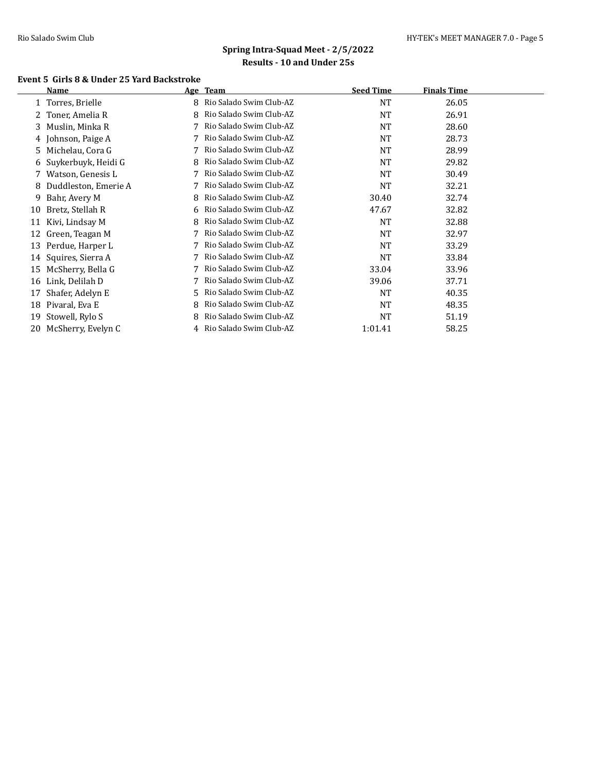## Spring Intra-Squad Meet - 2/5/2022

### Results - 10 and Under 25s

**Event 5 Girls 8 & Under 25 Yard Backstroke**

| | Name | Age | Team | Seed Time | Finals Time |
|---|---|---|---|---|---|
| 1 | Torres, Brielle | 8 | Rio Salado Swim Club-AZ | NT | 26.05 |
| 2 | Toner, Amelia R | 8 | Rio Salado Swim Club-AZ | NT | 26.91 |
| 3 | Muslin, Minka R | 7 | Rio Salado Swim Club-AZ | NT | 28.60 |
| 4 | Johnson, Paige A | 7 | Rio Salado Swim Club-AZ | NT | 28.73 |
| 5 | Michelau, Cora G | 7 | Rio Salado Swim Club-AZ | NT | 28.99 |
| 6 | Suykerbuyk, Heidi G | 8 | Rio Salado Swim Club-AZ | NT | 29.82 |
| 7 | Watson, Genesis L | 7 | Rio Salado Swim Club-AZ | NT | 30.49 |
| 8 | Duddleston, Emerie A | 7 | Rio Salado Swim Club-AZ | NT | 32.21 |
| 9 | Bahr, Avery M | 8 | Rio Salado Swim Club-AZ | 30.40 | 32.74 |
| 10 | Bretz, Stellah R | 6 | Rio Salado Swim Club-AZ | 47.67 | 32.82 |
| 11 | Kivi, Lindsay M | 8 | Rio Salado Swim Club-AZ | NT | 32.88 |
| 12 | Green, Teagan M | 7 | Rio Salado Swim Club-AZ | NT | 32.97 |
| 13 | Perdue, Harper L | 7 | Rio Salado Swim Club-AZ | NT | 33.29 |
| 14 | Squires, Sierra A | 7 | Rio Salado Swim Club-AZ | NT | 33.84 |
| 15 | McSherry, Bella G | 7 | Rio Salado Swim Club-AZ | 33.04 | 33.96 |
| 16 | Link, Delilah D | 7 | Rio Salado Swim Club-AZ | 39.06 | 37.71 |
| 17 | Shafer, Adelyn E | 5 | Rio Salado Swim Club-AZ | NT | 40.35 |
| 18 | Pivaral, Eva E | 8 | Rio Salado Swim Club-AZ | NT | 48.35 |
| 19 | Stowell, Rylo S | 8 | Rio Salado Swim Club-AZ | NT | 51.19 |
| 20 | McSherry, Evelyn C | 4 | Rio Salado Swim Club-AZ | 1:01.41 | 58.25 |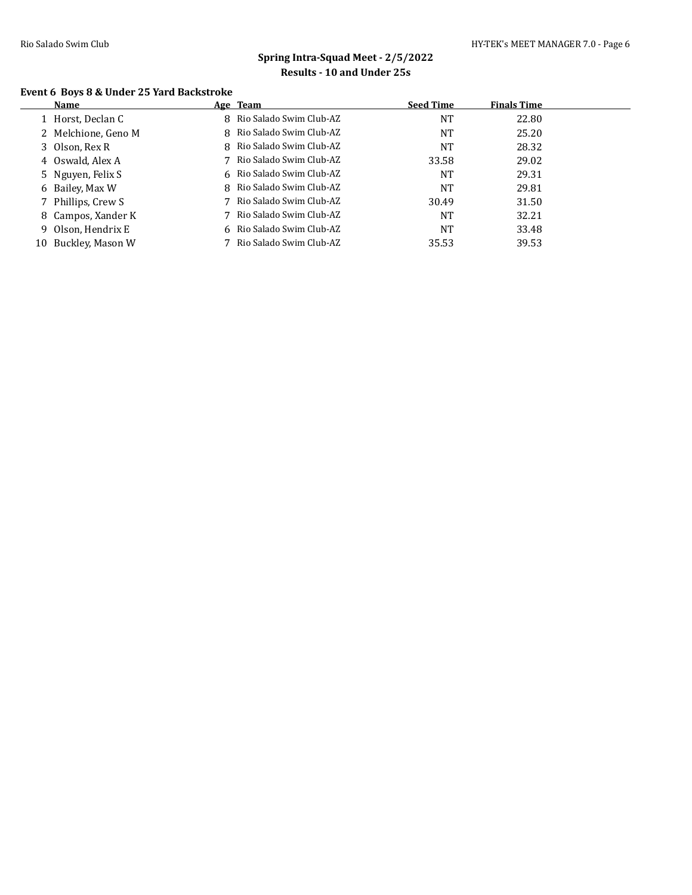## Spring Intra-Squad Meet - 2/5/2022

### Results - 10 and Under 25s

#### Event 6 Boys 8 & Under 25 Yard Backstroke

| | Name | Age | Team | Seed Time | Finals Time |
|---|---|---|---|---|---|
| 1 | Horst, Declan C | 8 | Rio Salado Swim Club-AZ | NT | 22.80 |
| 2 | Melchione, Geno M | 8 | Rio Salado Swim Club-AZ | NT | 25.20 |
| 3 | Olson, Rex R | 8 | Rio Salado Swim Club-AZ | NT | 28.32 |
| 4 | Oswald, Alex A | 7 | Rio Salado Swim Club-AZ | 33.58 | 29.02 |
| 5 | Nguyen, Felix S | 6 | Rio Salado Swim Club-AZ | NT | 29.31 |
| 6 | Bailey, Max W | 8 | Rio Salado Swim Club-AZ | NT | 29.81 |
| 7 | Phillips, Crew S | 7 | Rio Salado Swim Club-AZ | 30.49 | 31.50 |
| 8 | Campos, Xander K | 7 | Rio Salado Swim Club-AZ | NT | 32.21 |
| 9 | Olson, Hendrix E | 6 | Rio Salado Swim Club-AZ | NT | 33.48 |
| 10 | Buckley, Mason W | 7 | Rio Salado Swim Club-AZ | 35.53 | 39.53 |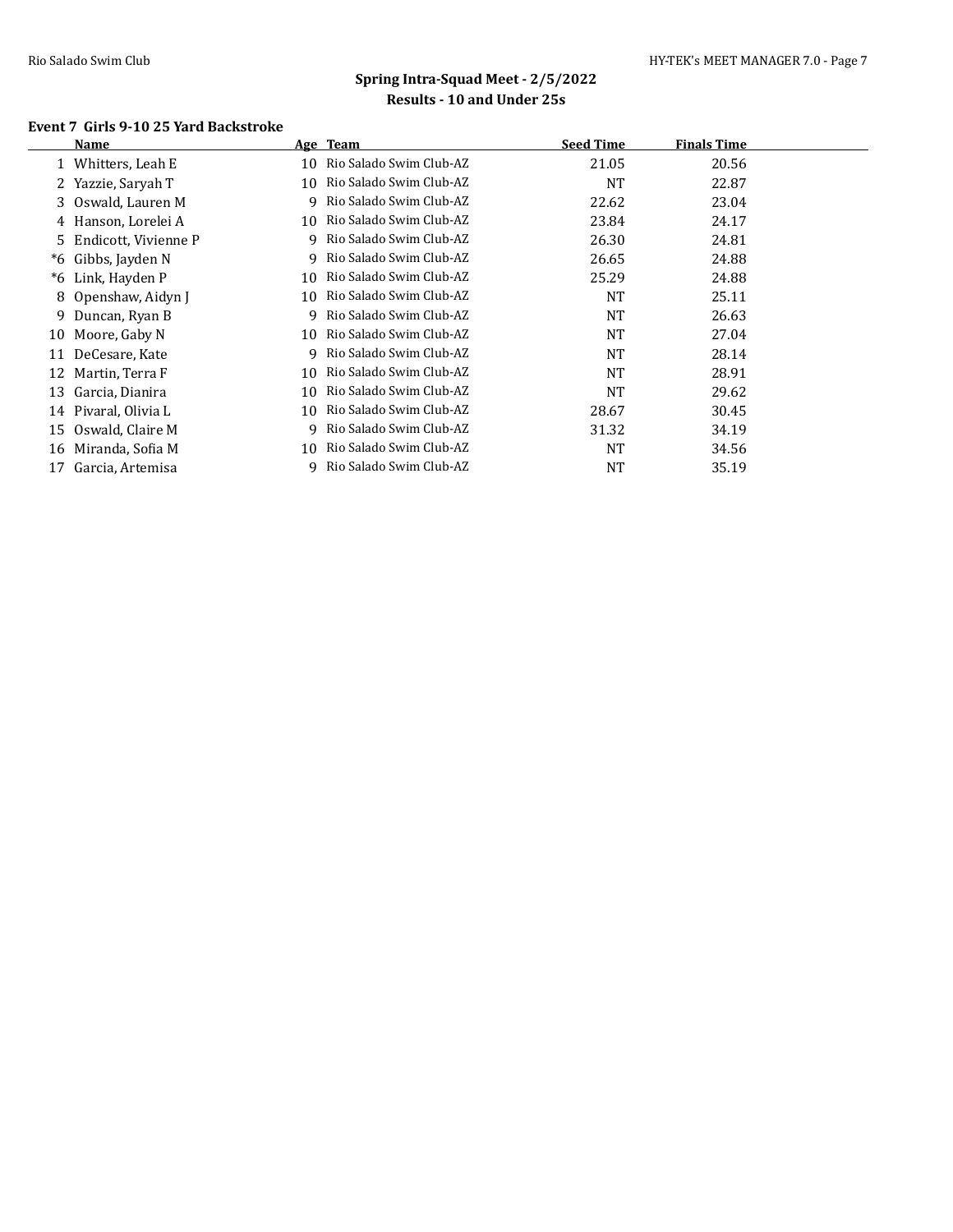## Spring Intra-Squad Meet - 2/5/2022

### Results - 10 and Under 25s

#### Event 7 Girls 9-10 25 Yard Backstroke

| | Name | Age | Team | Seed Time | Finals Time |
|---|---|---|---|---|---|
| 1 | Whitters, Leah E | 10 | Rio Salado Swim Club-AZ | 21.05 | 20.56 |
| 2 | Yazzie, Saryah T | 10 | Rio Salado Swim Club-AZ | NT | 22.87 |
| 3 | Oswald, Lauren M | 9 | Rio Salado Swim Club-AZ | 22.62 | 23.04 |
| 4 | Hanson, Lorelei A | 10 | Rio Salado Swim Club-AZ | 23.84 | 24.17 |
| 5 | Endicott, Vivienne P | 9 | Rio Salado Swim Club-AZ | 26.30 | 24.81 |
| *6 | Gibbs, Jayden N | 9 | Rio Salado Swim Club-AZ | 26.65 | 24.88 |
| *6 | Link, Hayden P | 10 | Rio Salado Swim Club-AZ | 25.29 | 24.88 |
| 8 | Openshaw, Aidyn J | 10 | Rio Salado Swim Club-AZ | NT | 25.11 |
| 9 | Duncan, Ryan B | 9 | Rio Salado Swim Club-AZ | NT | 26.63 |
| 10 | Moore, Gaby N | 10 | Rio Salado Swim Club-AZ | NT | 27.04 |
| 11 | DeCesare, Kate | 9 | Rio Salado Swim Club-AZ | NT | 28.14 |
| 12 | Martin, Terra F | 10 | Rio Salado Swim Club-AZ | NT | 28.91 |
| 13 | Garcia, Dianira | 10 | Rio Salado Swim Club-AZ | NT | 29.62 |
| 14 | Pivaral, Olivia L | 10 | Rio Salado Swim Club-AZ | 28.67 | 30.45 |
| 15 | Oswald, Claire M | 9 | Rio Salado Swim Club-AZ | 31.32 | 34.19 |
| 16 | Miranda, Sofia M | 10 | Rio Salado Swim Club-AZ | NT | 34.56 |
| 17 | Garcia, Artemisa | 9 | Rio Salado Swim Club-AZ | NT | 35.19 |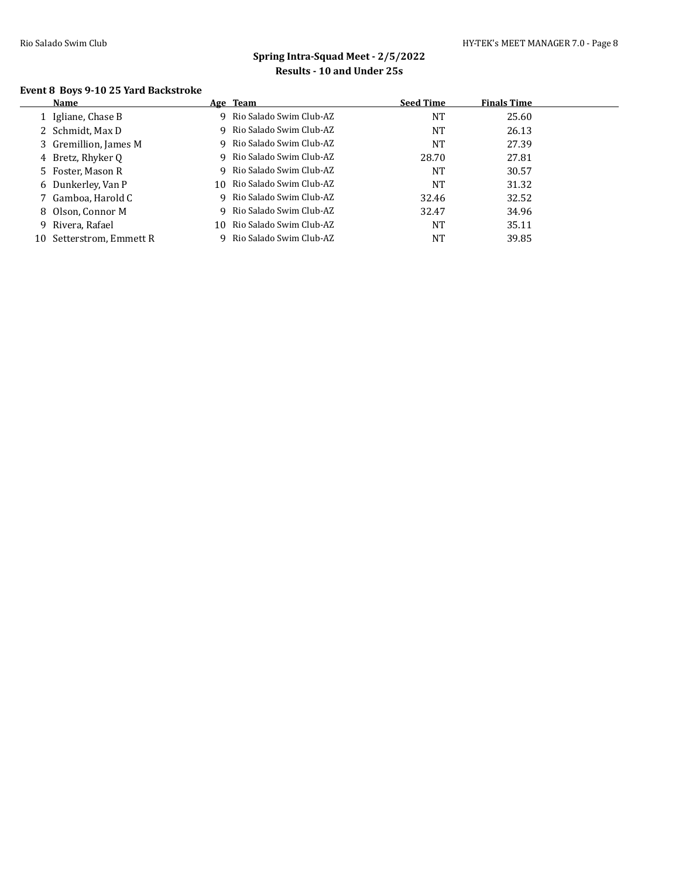## Spring Intra-Squad Meet - 2/5/2022

### Results - 10 and Under 25s

**Event 8 Boys 9-10 25 Yard Backstroke**

| | Name | Age | Team | Seed Time | Finals Time |
|---|---|---|---|---|---|
| 1 | Igliane, Chase B | 9 | Rio Salado Swim Club-AZ | NT | 25.60 |
| 2 | Schmidt, Max D | 9 | Rio Salado Swim Club-AZ | NT | 26.13 |
| 3 | Gremillion, James M | 9 | Rio Salado Swim Club-AZ | NT | 27.39 |
| 4 | Bretz, Rhyker Q | 9 | Rio Salado Swim Club-AZ | 28.70 | 27.81 |
| 5 | Foster, Mason R | 9 | Rio Salado Swim Club-AZ | NT | 30.57 |
| 6 | Dunkerley, Van P | 10 | Rio Salado Swim Club-AZ | NT | 31.32 |
| 7 | Gamboa, Harold C | 9 | Rio Salado Swim Club-AZ | 32.46 | 32.52 |
| 8 | Olson, Connor M | 9 | Rio Salado Swim Club-AZ | 32.47 | 34.96 |
| 9 | Rivera, Rafael | 10 | Rio Salado Swim Club-AZ | NT | 35.11 |
| 10 | Setterstrom, Emmett R | 9 | Rio Salado Swim Club-AZ | NT | 39.85 |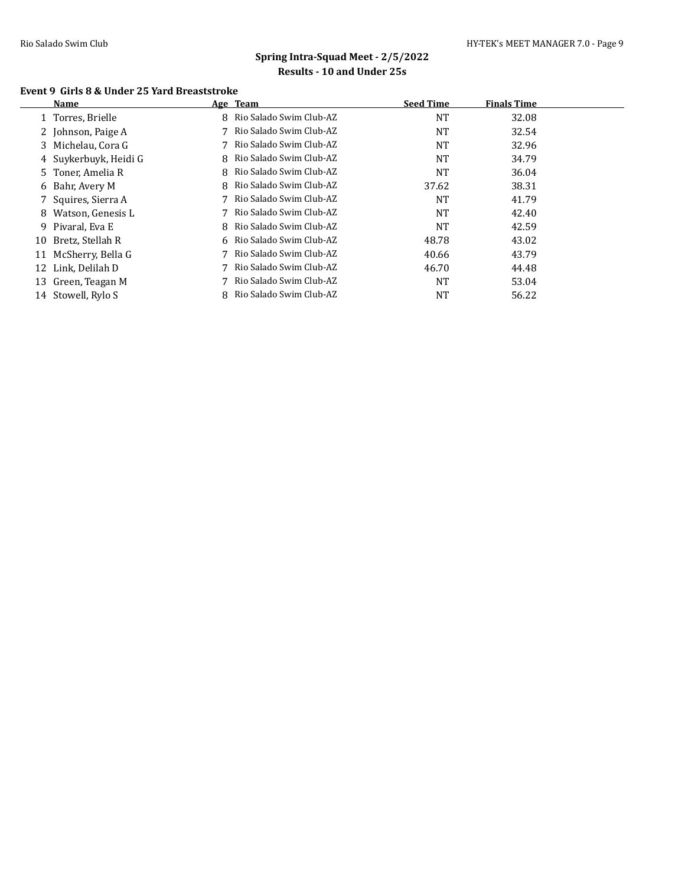## Spring Intra-Squad Meet - 2/5/2022
### Results - 10 and Under 25s

**Event 9 Girls 8 & Under 25 Yard Breaststroke**

| | Name | Age | Team | Seed Time | Finals Time |
|---|---|---|---|---|---|
| 1 | Torres, Brielle | 8 | Rio Salado Swim Club-AZ | NT | 32.08 |
| 2 | Johnson, Paige A | 7 | Rio Salado Swim Club-AZ | NT | 32.54 |
| 3 | Michelau, Cora G | 7 | Rio Salado Swim Club-AZ | NT | 32.96 |
| 4 | Suykerbuyk, Heidi G | 8 | Rio Salado Swim Club-AZ | NT | 34.79 |
| 5 | Toner, Amelia R | 8 | Rio Salado Swim Club-AZ | NT | 36.04 |
| 6 | Bahr, Avery M | 8 | Rio Salado Swim Club-AZ | 37.62 | 38.31 |
| 7 | Squires, Sierra A | 7 | Rio Salado Swim Club-AZ | NT | 41.79 |
| 8 | Watson, Genesis L | 7 | Rio Salado Swim Club-AZ | NT | 42.40 |
| 9 | Pivaral, Eva E | 8 | Rio Salado Swim Club-AZ | NT | 42.59 |
| 10 | Bretz, Stellah R | 6 | Rio Salado Swim Club-AZ | 48.78 | 43.02 |
| 11 | McSherry, Bella G | 7 | Rio Salado Swim Club-AZ | 40.66 | 43.79 |
| 12 | Link, Delilah D | 7 | Rio Salado Swim Club-AZ | 46.70 | 44.48 |
| 13 | Green, Teagan M | 7 | Rio Salado Swim Club-AZ | NT | 53.04 |
| 14 | Stowell, Rylo S | 8 | Rio Salado Swim Club-AZ | NT | 56.22 |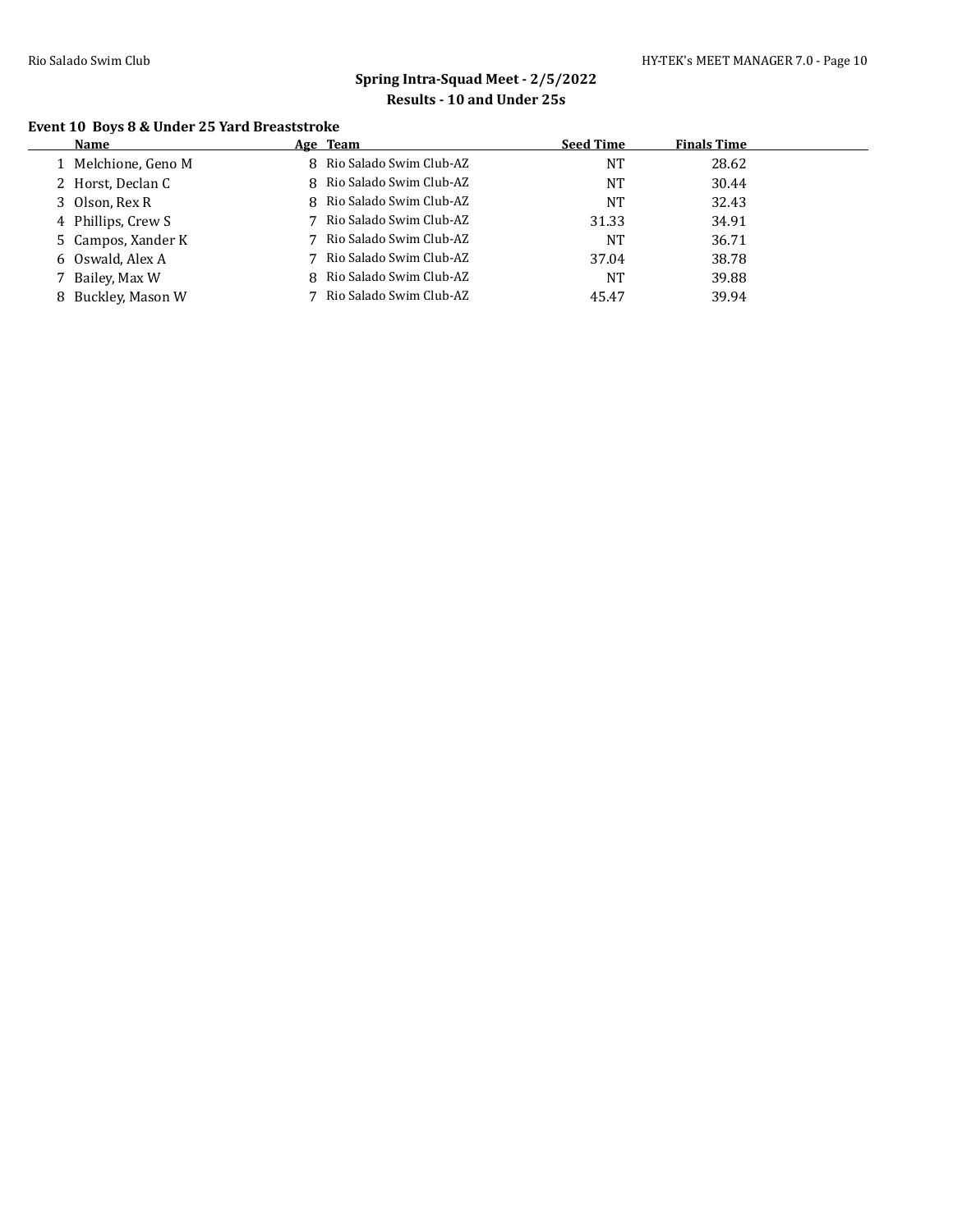## Spring Intra-Squad Meet - 2/5/2022

### Results - 10 and Under 25s

#### Event 10 Boys 8 & Under 25 Yard Breaststroke

| | Name | Age | Team | Seed Time | Finals Time |
|---|---|---|---|---|---|
| 1 | Melchione, Geno M | 8 | Rio Salado Swim Club-AZ | NT | 28.62 |
| 2 | Horst, Declan C | 8 | Rio Salado Swim Club-AZ | NT | 30.44 |
| 3 | Olson, Rex R | 8 | Rio Salado Swim Club-AZ | NT | 32.43 |
| 4 | Phillips, Crew S | 7 | Rio Salado Swim Club-AZ | 31.33 | 34.91 |
| 5 | Campos, Xander K | 7 | Rio Salado Swim Club-AZ | NT | 36.71 |
| 6 | Oswald, Alex A | 7 | Rio Salado Swim Club-AZ | 37.04 | 38.78 |
| 7 | Bailey, Max W | 8 | Rio Salado Swim Club-AZ | NT | 39.88 |
| 8 | Buckley, Mason W | 7 | Rio Salado Swim Club-AZ | 45.47 | 39.94 |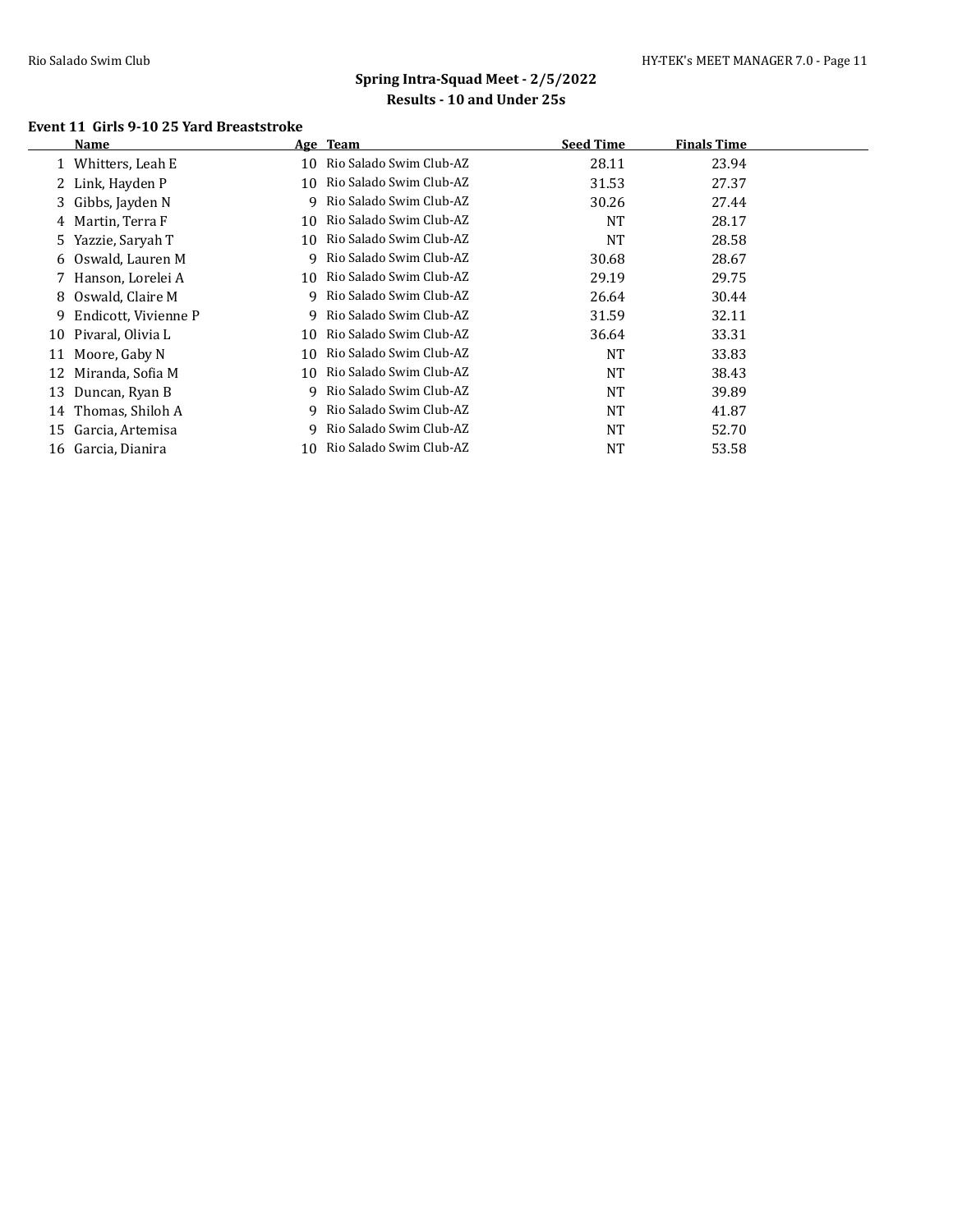## Spring Intra-Squad Meet - 2/5/2022

### Results - 10 and Under 25s

**Event 11 Girls 9-10 25 Yard Breaststroke**

| | Name | Age | Team | Seed Time | Finals Time |
|---|---|---|---|---|---|
| 1 | Whitters, Leah E | 10 | Rio Salado Swim Club-AZ | 28.11 | 23.94 |
| 2 | Link, Hayden P | 10 | Rio Salado Swim Club-AZ | 31.53 | 27.37 |
| 3 | Gibbs, Jayden N | 9 | Rio Salado Swim Club-AZ | 30.26 | 27.44 |
| 4 | Martin, Terra F | 10 | Rio Salado Swim Club-AZ | NT | 28.17 |
| 5 | Yazzie, Saryah T | 10 | Rio Salado Swim Club-AZ | NT | 28.58 |
| 6 | Oswald, Lauren M | 9 | Rio Salado Swim Club-AZ | 30.68 | 28.67 |
| 7 | Hanson, Lorelei A | 10 | Rio Salado Swim Club-AZ | 29.19 | 29.75 |
| 8 | Oswald, Claire M | 9 | Rio Salado Swim Club-AZ | 26.64 | 30.44 |
| 9 | Endicott, Vivienne P | 9 | Rio Salado Swim Club-AZ | 31.59 | 32.11 |
| 10 | Pivaral, Olivia L | 10 | Rio Salado Swim Club-AZ | 36.64 | 33.31 |
| 11 | Moore, Gaby N | 10 | Rio Salado Swim Club-AZ | NT | 33.83 |
| 12 | Miranda, Sofia M | 10 | Rio Salado Swim Club-AZ | NT | 38.43 |
| 13 | Duncan, Ryan B | 9 | Rio Salado Swim Club-AZ | NT | 39.89 |
| 14 | Thomas, Shiloh A | 9 | Rio Salado Swim Club-AZ | NT | 41.87 |
| 15 | Garcia, Artemisa | 9 | Rio Salado Swim Club-AZ | NT | 52.70 |
| 16 | Garcia, Dianira | 10 | Rio Salado Swim Club-AZ | NT | 53.58 |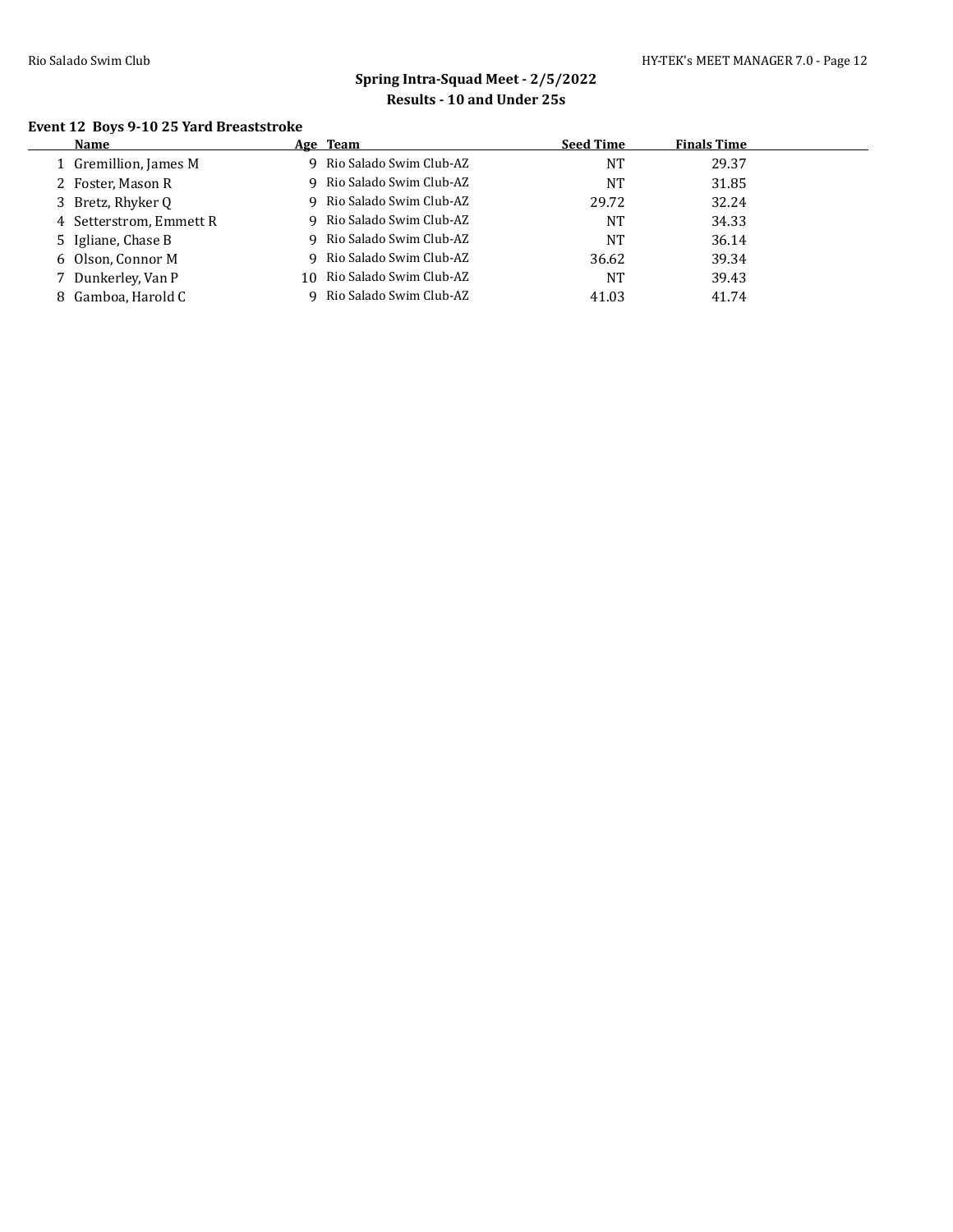## Spring Intra-Squad Meet - 2/5/2022

### Results - 10 and Under 25s

#### Event 12 Boys 9-10 25 Yard Breaststroke

| | Name | Age | Team | Seed Time | Finals Time |
|---|---|---|---|---|---|
| 1 | Gremillion, James M | 9 | Rio Salado Swim Club-AZ | NT | 29.37 |
| 2 | Foster, Mason R | 9 | Rio Salado Swim Club-AZ | NT | 31.85 |
| 3 | Bretz, Rhyker Q | 9 | Rio Salado Swim Club-AZ | 29.72 | 32.24 |
| 4 | Setterstrom, Emmett R | 9 | Rio Salado Swim Club-AZ | NT | 34.33 |
| 5 | Igliane, Chase B | 9 | Rio Salado Swim Club-AZ | NT | 36.14 |
| 6 | Olson, Connor M | 9 | Rio Salado Swim Club-AZ | 36.62 | 39.34 |
| 7 | Dunkerley, Van P | 10 | Rio Salado Swim Club-AZ | NT | 39.43 |
| 8 | Gamboa, Harold C | 9 | Rio Salado Swim Club-AZ | 41.03 | 41.74 |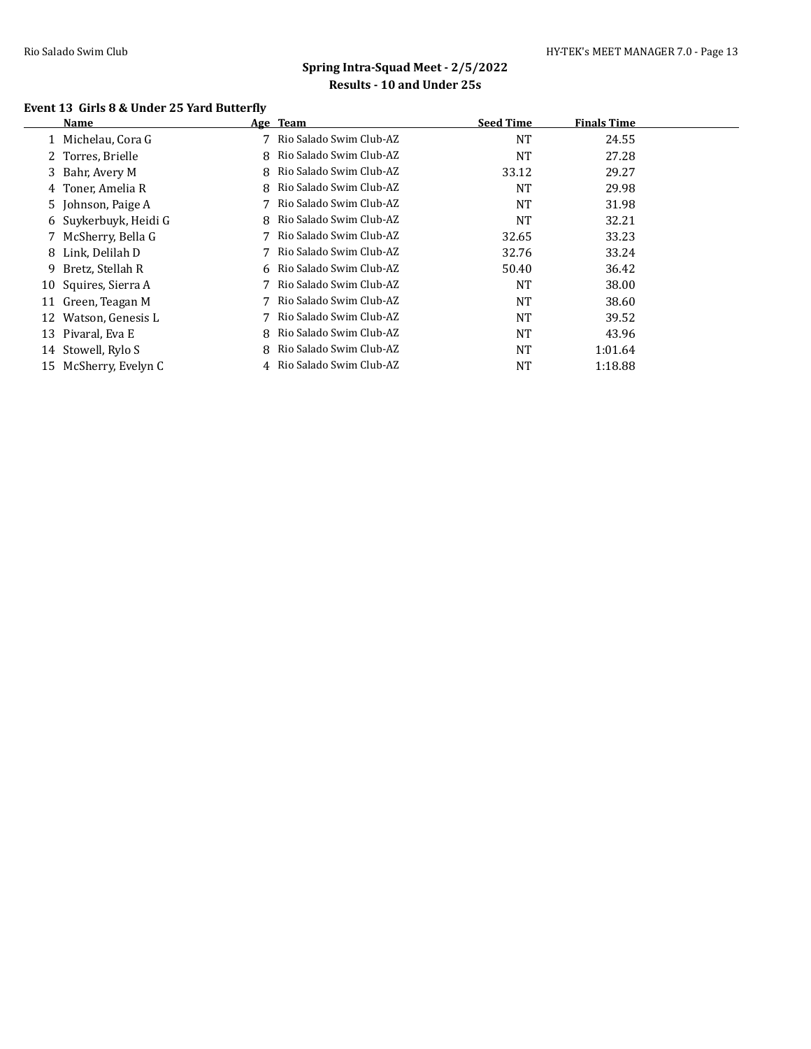## Spring Intra-Squad Meet - 2/5/2022
### Results - 10 and Under 25s

**Event 13 Girls 8 & Under 25 Yard Butterfly**

| | Name | Age | Team | Seed Time | Finals Time |
|---|---|---|---|---|---|
| 1 | Michelau, Cora G | 7 | Rio Salado Swim Club-AZ | NT | 24.55 |
| 2 | Torres, Brielle | 8 | Rio Salado Swim Club-AZ | NT | 27.28 |
| 3 | Bahr, Avery M | 8 | Rio Salado Swim Club-AZ | 33.12 | 29.27 |
| 4 | Toner, Amelia R | 8 | Rio Salado Swim Club-AZ | NT | 29.98 |
| 5 | Johnson, Paige A | 7 | Rio Salado Swim Club-AZ | NT | 31.98 |
| 6 | Suykerbuyk, Heidi G | 8 | Rio Salado Swim Club-AZ | NT | 32.21 |
| 7 | McSherry, Bella G | 7 | Rio Salado Swim Club-AZ | 32.65 | 33.23 |
| 8 | Link, Delilah D | 7 | Rio Salado Swim Club-AZ | 32.76 | 33.24 |
| 9 | Bretz, Stellah R | 6 | Rio Salado Swim Club-AZ | 50.40 | 36.42 |
| 10 | Squires, Sierra A | 7 | Rio Salado Swim Club-AZ | NT | 38.00 |
| 11 | Green, Teagan M | 7 | Rio Salado Swim Club-AZ | NT | 38.60 |
| 12 | Watson, Genesis L | 7 | Rio Salado Swim Club-AZ | NT | 39.52 |
| 13 | Pivaral, Eva E | 8 | Rio Salado Swim Club-AZ | NT | 43.96 |
| 14 | Stowell, Rylo S | 8 | Rio Salado Swim Club-AZ | NT | 1:01.64 |
| 15 | McSherry, Evelyn C | 4 | Rio Salado Swim Club-AZ | NT | 1:18.88 |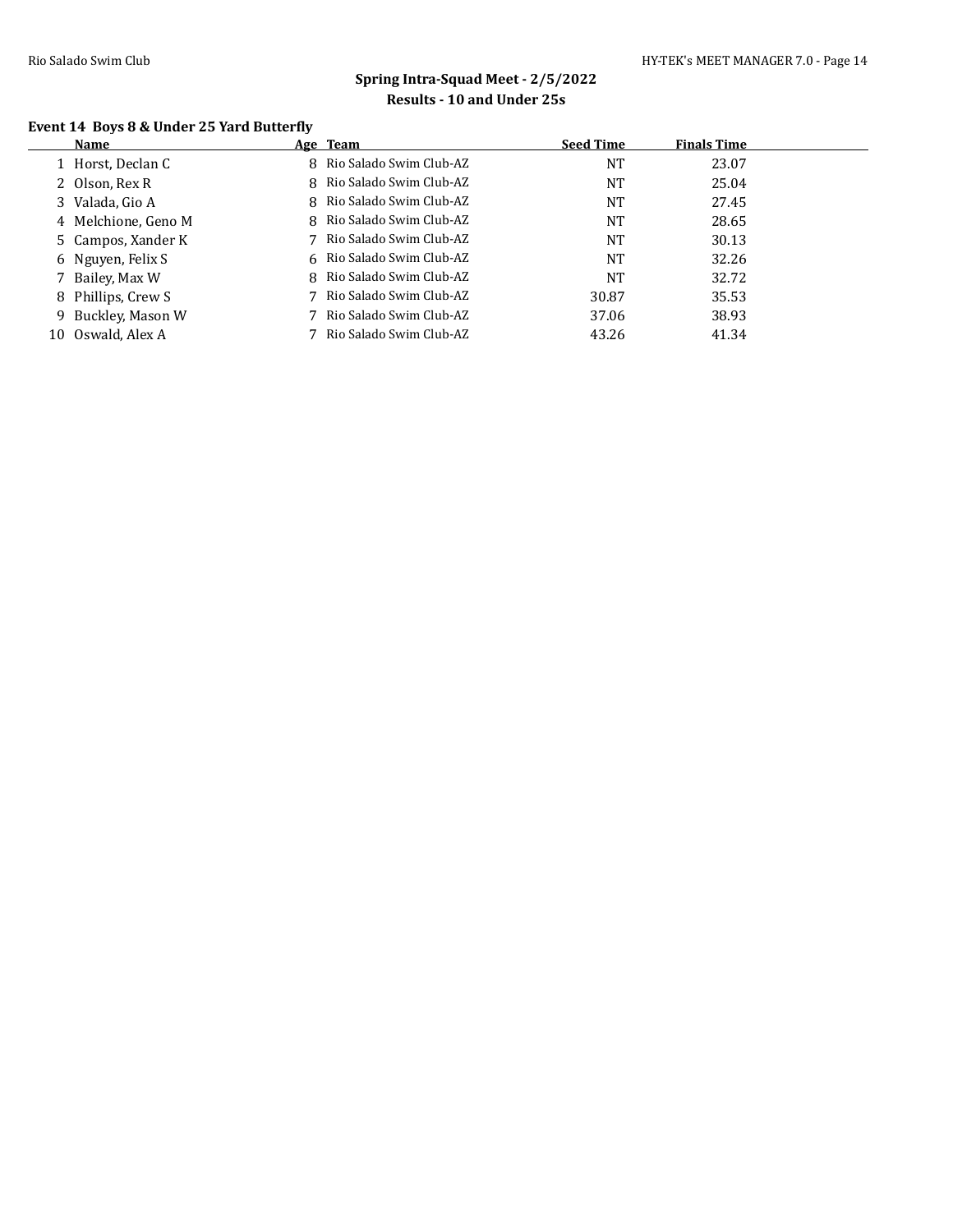## Spring Intra-Squad Meet - 2/5/2022

### Results - 10 and Under 25s

**Event 14 Boys 8 & Under 25 Yard Butterfly**

| | Name | Age | Team | Seed Time | Finals Time |
|---|---|---|---|---|---|
| 1 | Horst, Declan C | 8 | Rio Salado Swim Club-AZ | NT | 23.07 |
| 2 | Olson, Rex R | 8 | Rio Salado Swim Club-AZ | NT | 25.04 |
| 3 | Valada, Gio A | 8 | Rio Salado Swim Club-AZ | NT | 27.45 |
| 4 | Melchione, Geno M | 8 | Rio Salado Swim Club-AZ | NT | 28.65 |
| 5 | Campos, Xander K | 7 | Rio Salado Swim Club-AZ | NT | 30.13 |
| 6 | Nguyen, Felix S | 6 | Rio Salado Swim Club-AZ | NT | 32.26 |
| 7 | Bailey, Max W | 8 | Rio Salado Swim Club-AZ | NT | 32.72 |
| 8 | Phillips, Crew S | 7 | Rio Salado Swim Club-AZ | 30.87 | 35.53 |
| 9 | Buckley, Mason W | 7 | Rio Salado Swim Club-AZ | 37.06 | 38.93 |
| 10 | Oswald, Alex A | 7 | Rio Salado Swim Club-AZ | 43.26 | 41.34 |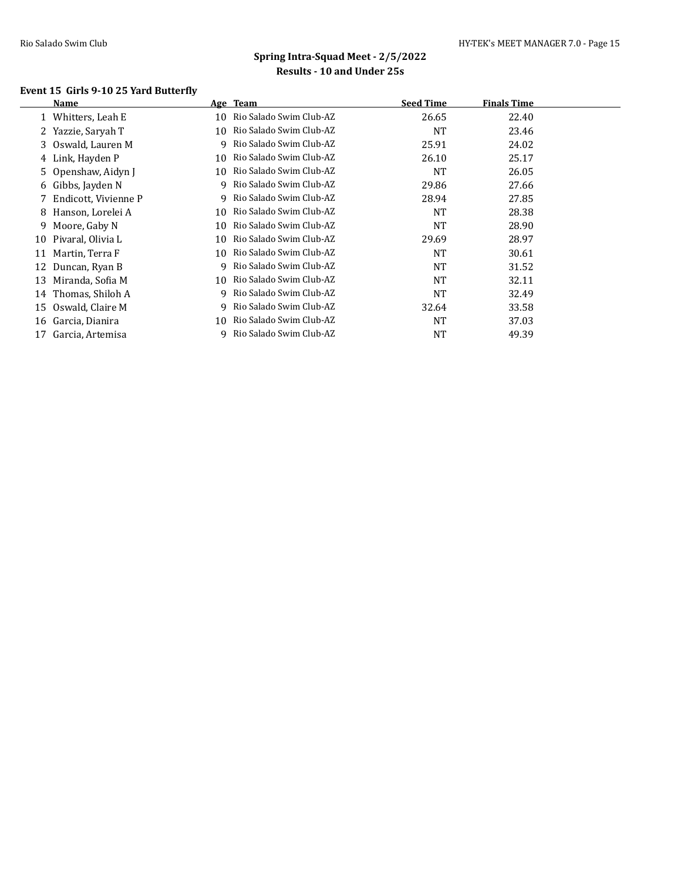## Spring Intra-Squad Meet - 2/5/2022

### Results - 10 and Under 25s

**Event 15 Girls 9-10 25 Yard Butterfly**

| | Name | Age | Team | Seed Time | Finals Time |
|---|---|---|---|---|---|
| 1 | Whitters, Leah E | 10 | Rio Salado Swim Club-AZ | 26.65 | 22.40 |
| 2 | Yazzie, Saryah T | 10 | Rio Salado Swim Club-AZ | NT | 23.46 |
| 3 | Oswald, Lauren M | 9 | Rio Salado Swim Club-AZ | 25.91 | 24.02 |
| 4 | Link, Hayden P | 10 | Rio Salado Swim Club-AZ | 26.10 | 25.17 |
| 5 | Openshaw, Aidyn J | 10 | Rio Salado Swim Club-AZ | NT | 26.05 |
| 6 | Gibbs, Jayden N | 9 | Rio Salado Swim Club-AZ | 29.86 | 27.66 |
| 7 | Endicott, Vivienne P | 9 | Rio Salado Swim Club-AZ | 28.94 | 27.85 |
| 8 | Hanson, Lorelei A | 10 | Rio Salado Swim Club-AZ | NT | 28.38 |
| 9 | Moore, Gaby N | 10 | Rio Salado Swim Club-AZ | NT | 28.90 |
| 10 | Pivaral, Olivia L | 10 | Rio Salado Swim Club-AZ | 29.69 | 28.97 |
| 11 | Martin, Terra F | 10 | Rio Salado Swim Club-AZ | NT | 30.61 |
| 12 | Duncan, Ryan B | 9 | Rio Salado Swim Club-AZ | NT | 31.52 |
| 13 | Miranda, Sofia M | 10 | Rio Salado Swim Club-AZ | NT | 32.11 |
| 14 | Thomas, Shiloh A | 9 | Rio Salado Swim Club-AZ | NT | 32.49 |
| 15 | Oswald, Claire M | 9 | Rio Salado Swim Club-AZ | 32.64 | 33.58 |
| 16 | Garcia, Dianira | 10 | Rio Salado Swim Club-AZ | NT | 37.03 |
| 17 | Garcia, Artemisa | 9 | Rio Salado Swim Club-AZ | NT | 49.39 |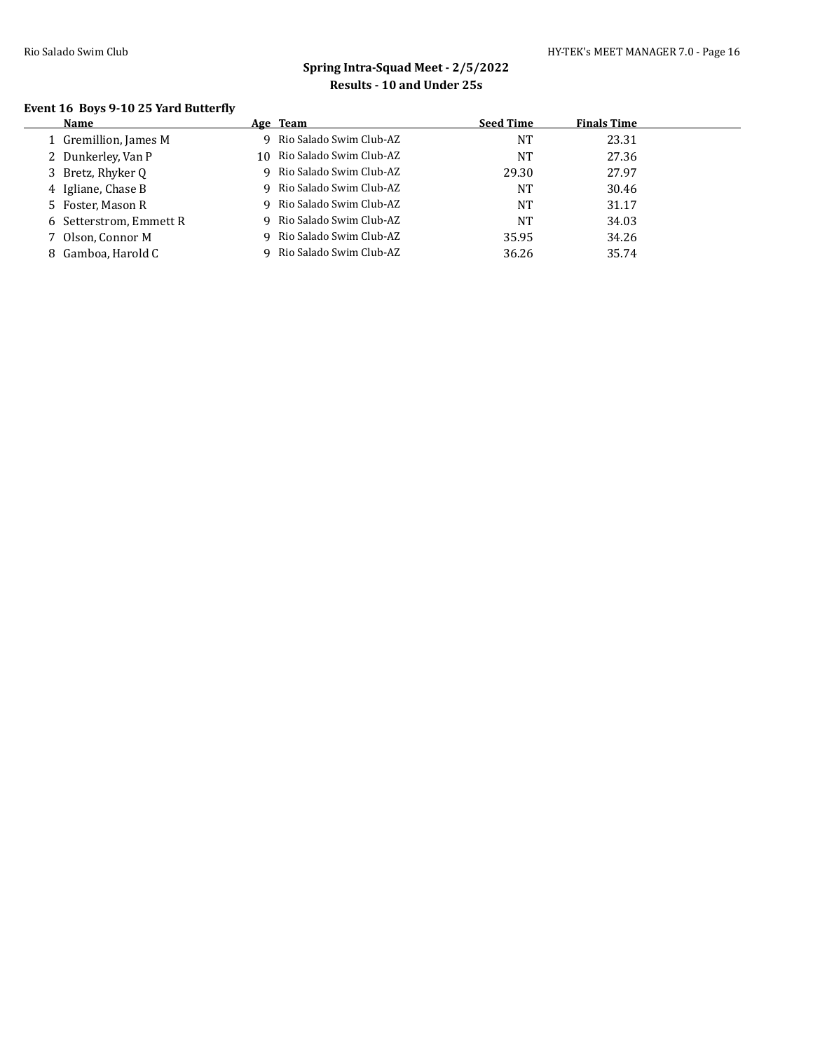## Spring Intra-Squad Meet - 2/5/2022
## Results - 10 and Under 25s

### Event 16 Boys 9-10 25 Yard Butterfly

| | Name | Age | Team | Seed Time | Finals Time |
|---|---|---|---|---|---|
| 1 | Gremillion, James M | 9 | Rio Salado Swim Club-AZ | NT | 23.31 |
| 2 | Dunkerley, Van P | 10 | Rio Salado Swim Club-AZ | NT | 27.36 |
| 3 | Bretz, Rhyker Q | 9 | Rio Salado Swim Club-AZ | 29.30 | 27.97 |
| 4 | Igliane, Chase B | 9 | Rio Salado Swim Club-AZ | NT | 30.46 |
| 5 | Foster, Mason R | 9 | Rio Salado Swim Club-AZ | NT | 31.17 |
| 6 | Setterstrom, Emmett R | 9 | Rio Salado Swim Club-AZ | NT | 34.03 |
| 7 | Olson, Connor M | 9 | Rio Salado Swim Club-AZ | 35.95 | 34.26 |
| 8 | Gamboa, Harold C | 9 | Rio Salado Swim Club-AZ | 36.26 | 35.74 |